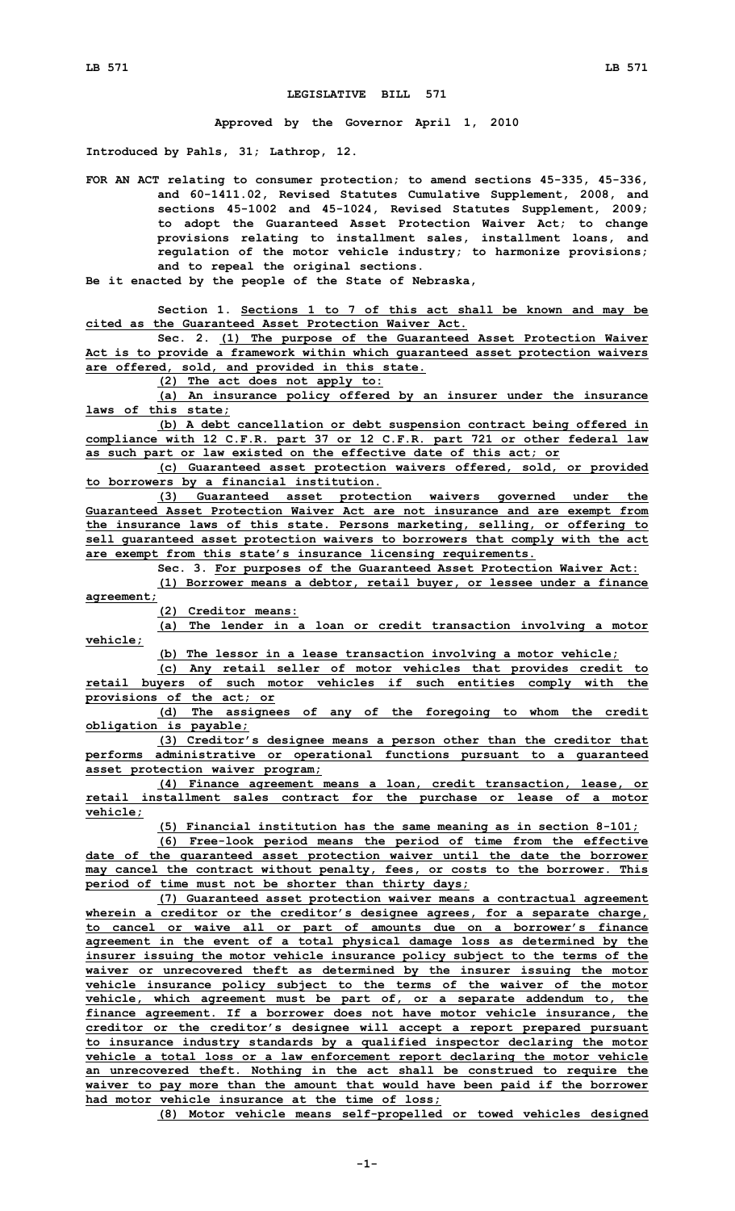# LEGISLATIVE BILL 571

**Approved by the Governor April 1, 2010**

**Introduced by Pahls, 31; Lathrop, 12.**

**FOR AN ACT relating to consumer protection; to amend sections 45-335, 45-336, and 60-1411.02, Revised Statutes Cumulative Supplement, 2008, and sections 45-1002 and 45-1024, Revised Statutes Supplement, 2009; to adopt the Guaranteed Asset Protection Waiver Act; to change provisions relating to installment sales, installment loans, and regulation of the motor vehicle industry; to harmonize provisions; and to repeal the original sections.**

**Be it enacted by the people of the State of Nebraska,**

**Section 1.** Sections 1 to 7 of this act shall be known and may be cited as the Guaranteed Asset Protection Waiver Act.

**Sec. 2.** (1) The purpose of the Guaranteed Asset Protection Waiver Act is to provide a framework within which guaranteed asset protection waivers are offered, sold, and provided in this state.

(2) The act does not apply to:

(a) An insurance policy offered by an insurer under the insurance laws of this state;

(b) A debt cancellation or debt suspension contract being offered in compliance with 12 C.F.R. part 37 or 12 C.F.R. part 721 or other federal law as such part or law existed on the effective date of this act; or

(c) Guaranteed asset protection waivers offered, sold, or provided to borrowers by a financial institution.

(3) Guaranteed asset protection waivers governed under the Guaranteed Asset Protection Waiver Act are not insurance and are exempt from the insurance laws of this state. Persons marketing, selling, or offering to sell guaranteed asset protection waivers to borrowers that comply with the act are exempt from this state's insurance licensing requirements.

**Sec. 3.** For purposes of the Guaranteed Asset Protection Waiver Act:

(1) Borrower means a debtor, retail buyer, or lessee under a finance agreement;

(2) Creditor means:

(a) The lender in a loan or credit transaction involving a motor vehicle;

(b) The lessor in a lease transaction involving a motor vehicle;

(c) Any retail seller of motor vehicles that provides credit to retail buyers of such motor vehicles if such entities comply with the provisions of the act; or

(d) The assignees of any of the foregoing to whom the credit obligation is payable;

(3) Creditor's designee means a person other than the creditor that performs administrative or operational functions pursuant to a guaranteed asset protection waiver program;

(4) Finance agreement means a loan, credit transaction, lease, or retail installment sales contract for the purchase or lease of a motor vehicle;

(5) Financial institution has the same meaning as in section 8-101;

(6) Free-look period means the period of time from the effective date of the guaranteed asset protection waiver until the date the borrower may cancel the contract without penalty, fees, or costs to the borrower. This period of time must not be shorter than thirty days;

(7) Guaranteed asset protection waiver means a contractual agreement wherein a creditor or the creditor's designee agrees, for a separate charge, to cancel or waive all or part of amounts due on a borrower's finance agreement in the event of a total physical damage loss as determined by the insurer issuing the motor vehicle insurance policy subject to the terms of the waiver or unrecovered theft as determined by the insurer issuing the motor vehicle insurance policy subject to the terms of the waiver of the motor vehicle, which agreement must be part of, or a separate addendum to, the finance agreement. If a borrower does not have motor vehicle insurance, the creditor or the creditor's designee will accept a report prepared pursuant to insurance industry standards by a qualified inspector declaring the motor vehicle a total loss or a law enforcement report declaring the motor vehicle an unrecovered theft. Nothing in the act shall be construed to require the waiver to pay more than the amount that would have been paid if the borrower had motor vehicle insurance at the time of loss;

(8) Motor vehicle means self-propelled or towed vehicles designed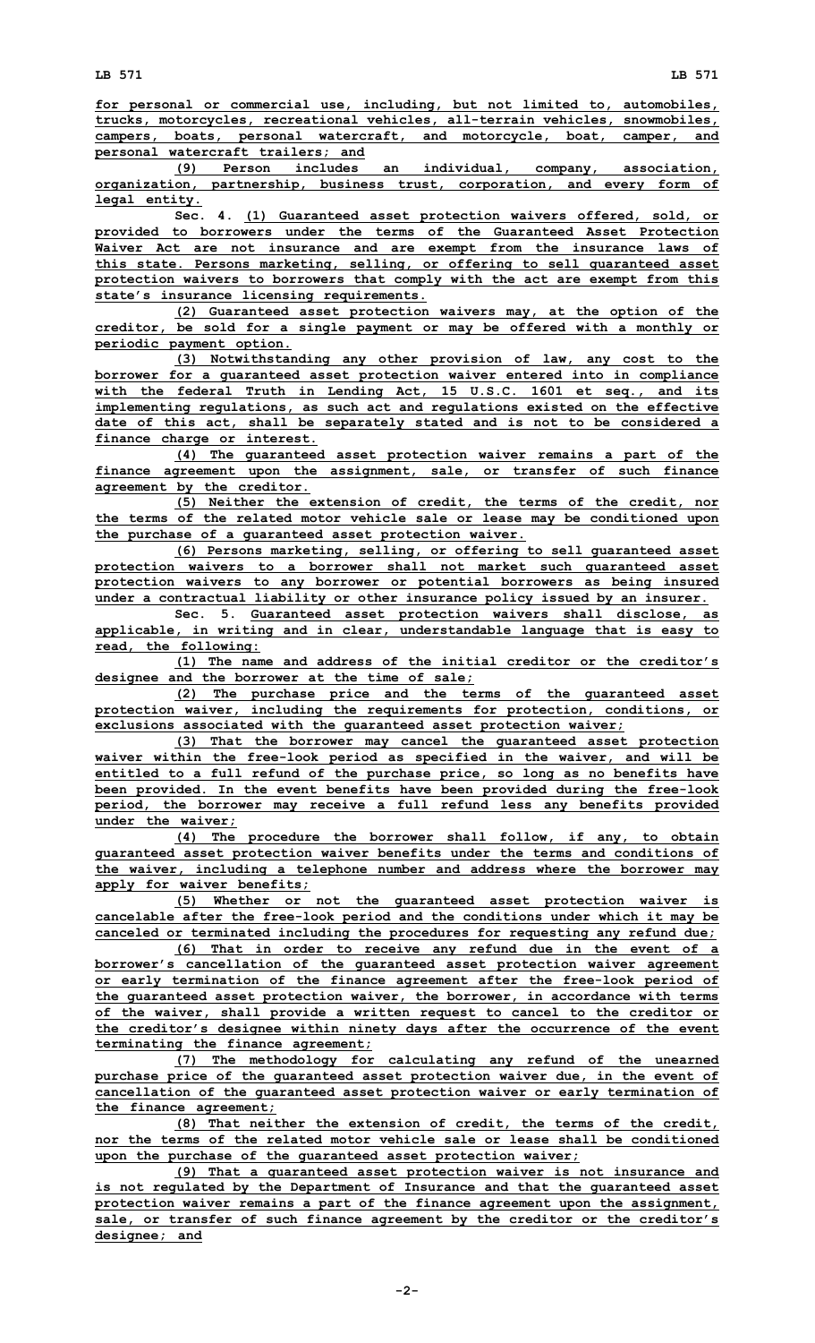for personal or commercial use, including, but not limited to, automobiles, trucks, motorcycles, recreational vehicles, all-terrain vehicles, snowmobiles, campers, boats, personal watercraft, and motorcycle, boat, camper, and personal watercraft trailers; and

(9) Person includes an individual, company, association, organization, partnership, business trust, corporation, and every form of legal entity.

Sec. 4. (1) Guaranteed asset protection waivers offered, sold, or provided to borrowers under the terms of the Guaranteed Asset Protection Waiver Act are not insurance and are exempt from the insurance laws of this state. Persons marketing, selling, or offering to sell guaranteed asset protection waivers to borrowers that comply with the act are exempt from this state's insurance licensing requirements.

(2) Guaranteed asset protection waivers may, at the option of the creditor, be sold for a single payment or may be offered with a monthly or periodic payment option.

(3) Notwithstanding any other provision of law, any cost to the borrower for a guaranteed asset protection waiver entered into in compliance with the federal Truth in Lending Act, 15 U.S.C. 1601 et seq., and its implementing regulations, as such act and regulations existed on the effective date of this act, shall be separately stated and is not to be considered a finance charge or interest.

(4) The guaranteed asset protection waiver remains a part of the finance agreement upon the assignment, sale, or transfer of such finance agreement by the creditor.

(5) Neither the extension of credit, the terms of the credit, nor the terms of the related motor vehicle sale or lease may be conditioned upon the purchase of a guaranteed asset protection waiver.

(6) Persons marketing, selling, or offering to sell guaranteed asset protection waivers to a borrower shall not market such guaranteed asset protection waivers to any borrower or potential borrowers as being insured under a contractual liability or other insurance policy issued by an insurer.

Sec. 5. Guaranteed asset protection waivers shall disclose, as applicable, in writing and in clear, understandable language that is easy to read, the following:

(1) The name and address of the initial creditor or the creditor's designee and the borrower at the time of sale;

(2) The purchase price and the terms of the guaranteed asset protection waiver, including the requirements for protection, conditions, or exclusions associated with the guaranteed asset protection waiver;

(3) That the borrower may cancel the guaranteed asset protection waiver within the free-look period as specified in the waiver, and will be entitled to a full refund of the purchase price, so long as no benefits have been provided. In the event benefits have been provided during the free-look period, the borrower may receive a full refund less any benefits provided under the waiver;

(4) The procedure the borrower shall follow, if any, to obtain guaranteed asset protection waiver benefits under the terms and conditions of the waiver, including a telephone number and address where the borrower may apply for waiver benefits;

(5) Whether or not the guaranteed asset protection waiver is cancelable after the free-look period and the conditions under which it may be canceled or terminated including the procedures for requesting any refund due;

(6) That in order to receive any refund due in the event of a borrower's cancellation of the guaranteed asset protection waiver agreement or early termination of the finance agreement after the free-look period of the guaranteed asset protection waiver, the borrower, in accordance with terms of the waiver, shall provide a written request to cancel to the creditor or the creditor's designee within ninety days after the occurrence of the event terminating the finance agreement;

(7) The methodology for calculating any refund of the unearned purchase price of the guaranteed asset protection waiver due, in the event of cancellation of the guaranteed asset protection waiver or early termination of the finance agreement;

(8) That neither the extension of credit, the terms of the credit, nor the terms of the related motor vehicle sale or lease shall be conditioned upon the purchase of the guaranteed asset protection waiver;

(9) That a guaranteed asset protection waiver is not insurance and is not regulated by the Department of Insurance and that the guaranteed asset protection waiver remains a part of the finance agreement upon the assignment, sale, or transfer of such finance agreement by the creditor or the creditor's designee; and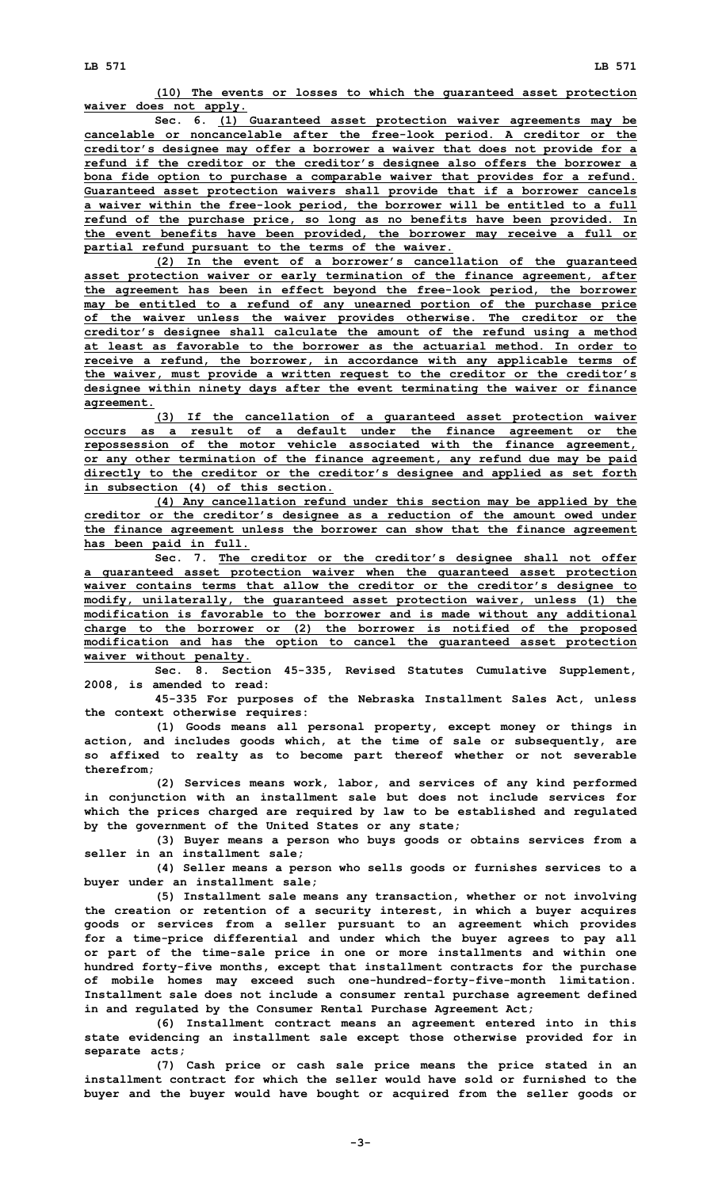(10) The events or losses to which the guaranteed asset protection waiver does not apply.

Sec. 6. (1) Guaranteed asset protection waiver agreements may be cancelable or noncancelable after the free-look period. A creditor or the creditor's designee may offer a borrower a waiver that does not provide for a refund if the creditor or the creditor's designee also offers the borrower a bona fide option to purchase a comparable waiver that provides for a refund. Guaranteed asset protection waivers shall provide that if a borrower cancels a waiver within the free-look period, the borrower will be entitled to a full refund of the purchase price, so long as no benefits have been provided. In the event benefits have been provided, the borrower may receive a full or partial refund pursuant to the terms of the waiver.

(2) In the event of a borrower's cancellation of the guaranteed asset protection waiver or early termination of the finance agreement, after the agreement has been in effect beyond the free-look period, the borrower may be entitled to a refund of any unearned portion of the purchase price of the waiver unless the waiver provides otherwise. The creditor or the creditor's designee shall calculate the amount of the refund using a method at least as favorable to the borrower as the actuarial method. In order to receive a refund, the borrower, in accordance with any applicable terms of the waiver, must provide a written request to the creditor or the creditor's designee within ninety days after the event terminating the waiver or finance agreement.

(3) If the cancellation of a guaranteed asset protection waiver occurs as a result of a default under the finance agreement or the repossession of the motor vehicle associated with the finance agreement, or any other termination of the finance agreement, any refund due may be paid directly to the creditor or the creditor's designee and applied as set forth in subsection (4) of this section.

(4) Any cancellation refund under this section may be applied by the creditor or the creditor's designee as a reduction of the amount owed under the finance agreement unless the borrower can show that the finance agreement has been paid in full.

Sec. 7. The creditor or the creditor's designee shall not offer a guaranteed asset protection waiver when the guaranteed asset protection waiver contains terms that allow the creditor or the creditor's designee to modify, unilaterally, the guaranteed asset protection waiver, unless (1) the modification is favorable to the borrower and is made without any additional charge to the borrower or (2) the borrower is notified of the proposed modification and has the option to cancel the guaranteed asset protection waiver without penalty.

Sec. 8. Section 45-335, Revised Statutes Cumulative Supplement, 2008, is amended to read:

45-335 For purposes of the Nebraska Installment Sales Act, unless the context otherwise requires:

(1) Goods means all personal property, except money or things in action, and includes goods which, at the time of sale or subsequently, are so affixed to realty as to become part thereof whether or not severable therefrom;

(2) Services means work, labor, and services of any kind performed in conjunction with an installment sale but does not include services for which the prices charged are required by law to be established and regulated by the government of the United States or any state;

(3) Buyer means a person who buys goods or obtains services from a seller in an installment sale;

(4) Seller means a person who sells goods or furnishes services to a buyer under an installment sale;

(5) Installment sale means any transaction, whether or not involving the creation or retention of a security interest, in which a buyer acquires goods or services from a seller pursuant to an agreement which provides for a time-price differential and under which the buyer agrees to pay all or part of the time-sale price in one or more installments and within one hundred forty-five months, except that installment contracts for the purchase of mobile homes may exceed such one-hundred-forty-five-month limitation. Installment sale does not include a consumer rental purchase agreement defined in and regulated by the Consumer Rental Purchase Agreement Act;

(6) Installment contract means an agreement entered into in this state evidencing an installment sale except those otherwise provided for in separate acts;

(7) Cash price or cash sale price means the price stated in an installment contract for which the seller would have sold or furnished to the buyer and the buyer would have bought or acquired from the seller goods or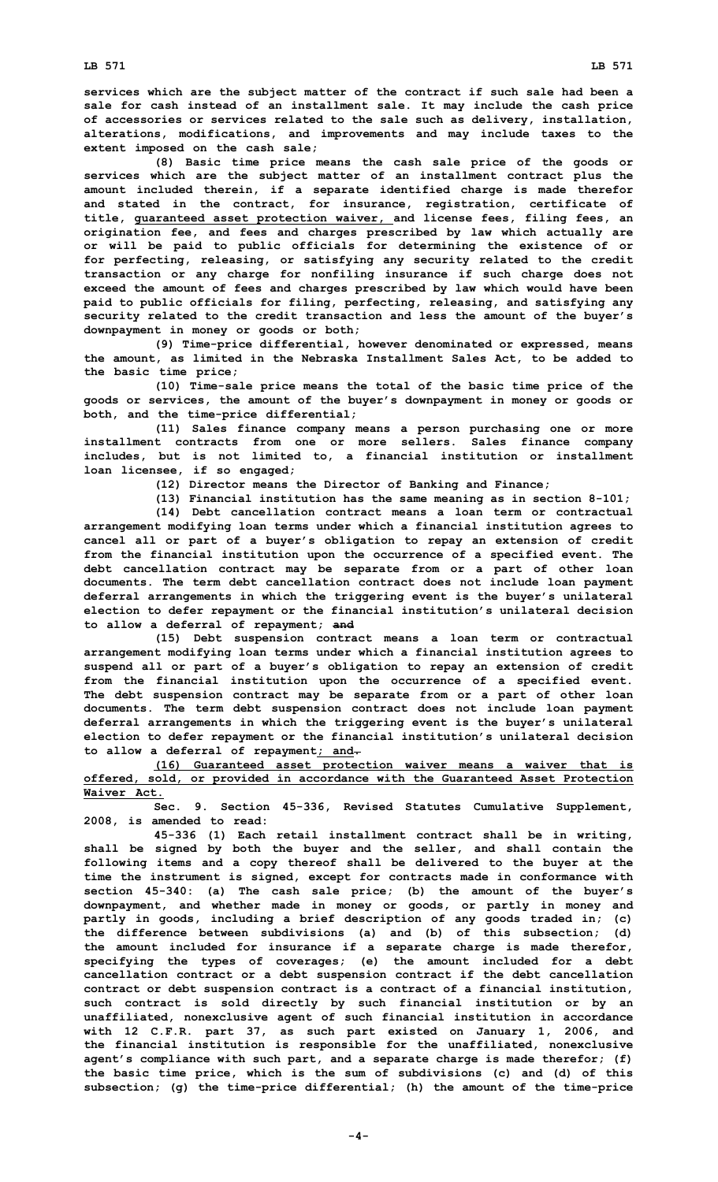services which are the subject matter of the contract if such sale had been a sale for cash instead of an installment sale. It may include the cash price of accessories or services related to the sale such as delivery, installation, alterations, modifications, and improvements and may include taxes to the extent imposed on the cash sale;

(8) Basic time price means the cash sale price of the goods or services which are the subject matter of an installment contract plus the amount included therein, if a separate identified charge is made therefor and stated in the contract, for insurance, registration, certificate of title, guaranteed asset protection waiver, and license fees, filing fees, an origination fee, and fees and charges prescribed by law which actually are or will be paid to public officials for determining the existence of or for perfecting, releasing, or satisfying any security related to the credit transaction or any charge for nonfiling insurance if such charge does not exceed the amount of fees and charges prescribed by law which would have been paid to public officials for filing, perfecting, releasing, and satisfying any security related to the credit transaction and less the amount of the buyer's downpayment in money or goods or both;

(9) Time-price differential, however denominated or expressed, means the amount, as limited in the Nebraska Installment Sales Act, to be added to the basic time price;

(10) Time-sale price means the total of the basic time price of the goods or services, the amount of the buyer's downpayment in money or goods or both, and the time-price differential;

(11) Sales finance company means a person purchasing one or more installment contracts from one or more sellers. Sales finance company includes, but is not limited to, a financial institution or installment loan licensee, if so engaged;

(12) Director means the Director of Banking and Finance;

(13) Financial institution has the same meaning as in section 8-101;

(14) Debt cancellation contract means a loan term or contractual arrangement modifying loan terms under which a financial institution agrees to cancel all or part of a buyer's obligation to repay an extension of credit from the financial institution upon the occurrence of a specified event. The debt cancellation contract may be separate from or a part of other loan documents. The term debt cancellation contract does not include loan payment deferral arrangements in which the triggering event is the buyer's unilateral election to defer repayment or the financial institution's unilateral decision to allow a deferral of repayment; ~~and~~

(15) Debt suspension contract means a loan term or contractual arrangement modifying loan terms under which a financial institution agrees to suspend all or part of a buyer's obligation to repay an extension of credit from the financial institution upon the occurrence of a specified event. The debt suspension contract may be separate from or a part of other loan documents. The term debt suspension contract does not include loan payment deferral arrangements in which the triggering event is the buyer's unilateral election to defer repayment or the financial institution's unilateral decision to allow a deferral of repayment; and~~.~~

(16) Guaranteed asset protection waiver means a waiver that is offered, sold, or provided in accordance with the Guaranteed Asset Protection Waiver Act.

Sec. 9. Section 45-336, Revised Statutes Cumulative Supplement, 2008, is amended to read:

45-336 (1) Each retail installment contract shall be in writing, shall be signed by both the buyer and the seller, and shall contain the following items and a copy thereof shall be delivered to the buyer at the time the instrument is signed, except for contracts made in conformance with section 45-340: (a) The cash sale price; (b) the amount of the buyer's downpayment, and whether made in money or goods, or partly in money and partly in goods, including a brief description of any goods traded in; (c) the difference between subdivisions (a) and (b) of this subsection; (d) the amount included for insurance if a separate charge is made therefor, specifying the types of coverages; (e) the amount included for a debt cancellation contract or a debt suspension contract if the debt cancellation contract or debt suspension contract is a contract of a financial institution, such contract is sold directly by such financial institution or by an unaffiliated, nonexclusive agent of such financial institution in accordance with 12 C.F.R. part 37, as such part existed on January 1, 2006, and the financial institution is responsible for the unaffiliated, nonexclusive agent's compliance with such part, and a separate charge is made therefor; (f) the basic time price, which is the sum of subdivisions (c) and (d) of this subsection; (g) the time-price differential; (h) the amount of the time-price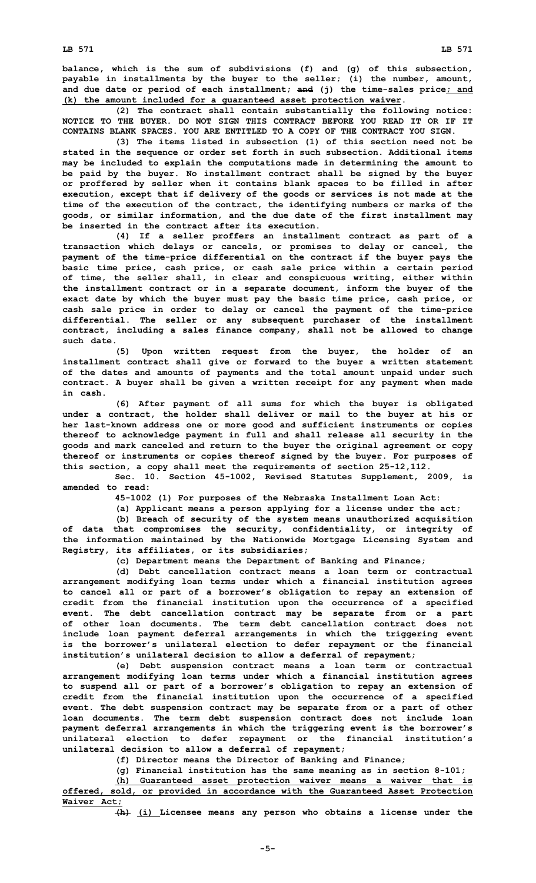**balance, which is the sum of subdivisions (f) and (g) of this subsection, payable in installments by the buyer to the seller; (i) the number, amount, and due date or period of each installment; ~~and~~ (j) the time-sales price; and (k) the amount included for a guaranteed asset protection waiver.**

**(2) The contract shall contain substantially the following notice: NOTICE TO THE BUYER. DO NOT SIGN THIS CONTRACT BEFORE YOU READ IT OR IF IT CONTAINS BLANK SPACES. YOU ARE ENTITLED TO A COPY OF THE CONTRACT YOU SIGN.**

**(3) The items listed in subsection (1) of this section need not be stated in the sequence or order set forth in such subsection. Additional items may be included to explain the computations made in determining the amount to be paid by the buyer. No installment contract shall be signed by the buyer or proffered by seller when it contains blank spaces to be filled in after execution, except that if delivery of the goods or services is not made at the time of the execution of the contract, the identifying numbers or marks of the goods, or similar information, and the due date of the first installment may be inserted in the contract after its execution.**

**(4) If a seller proffers an installment contract as part of a transaction which delays or cancels, or promises to delay or cancel, the payment of the time-price differential on the contract if the buyer pays the basic time price, cash price, or cash sale price within a certain period of time, the seller shall, in clear and conspicuous writing, either within the installment contract or in a separate document, inform the buyer of the exact date by which the buyer must pay the basic time price, cash price, or cash sale price in order to delay or cancel the payment of the time-price differential. The seller or any subsequent purchaser of the installment contract, including a sales finance company, shall not be allowed to change such date.**

**(5) Upon written request from the buyer, the holder of an installment contract shall give or forward to the buyer a written statement of the dates and amounts of payments and the total amount unpaid under such contract. A buyer shall be given a written receipt for any payment when made in cash.**

**(6) After payment of all sums for which the buyer is obligated under a contract, the holder shall deliver or mail to the buyer at his or her last-known address one or more good and sufficient instruments or copies thereof to acknowledge payment in full and shall release all security in the goods and mark canceled and return to the buyer the original agreement or copy thereof or instruments or copies thereof signed by the buyer. For purposes of this section, a copy shall meet the requirements of section 25-12,112.**

**Sec. 10. Section 45-1002, Revised Statutes Supplement, 2009, is amended to read:**

**45-1002 (1) For purposes of the Nebraska Installment Loan Act:**

**(a) Applicant means a person applying for a license under the act;**

**(b) Breach of security of the system means unauthorized acquisition of data that compromises the security, confidentiality, or integrity of the information maintained by the Nationwide Mortgage Licensing System and Registry, its affiliates, or its subsidiaries;**

**(c) Department means the Department of Banking and Finance;**

**(d) Debt cancellation contract means a loan term or contractual arrangement modifying loan terms under which a financial institution agrees to cancel all or part of a borrower's obligation to repay an extension of credit from the financial institution upon the occurrence of a specified event. The debt cancellation contract may be separate from or a part of other loan documents. The term debt cancellation contract does not include loan payment deferral arrangements in which the triggering event is the borrower's unilateral election to defer repayment or the financial institution's unilateral decision to allow a deferral of repayment;**

**(e) Debt suspension contract means a loan term or contractual arrangement modifying loan terms under which a financial institution agrees to suspend all or part of a borrower's obligation to repay an extension of credit from the financial institution upon the occurrence of a specified event. The debt suspension contract may be separate from or a part of other loan documents. The term debt suspension contract does not include loan payment deferral arrangements in which the triggering event is the borrower's unilateral election to defer repayment or the financial institution's unilateral decision to allow a deferral of repayment;**

**(f) Director means the Director of Banking and Finance;**

**(g) Financial institution has the same meaning as in section 8-101;**

**(h) Guaranteed asset protection waiver means a waiver that is offered, sold, or provided in accordance with the Guaranteed Asset Protection Waiver Act;**

**~~(h)~~ (i) Licensee means any person who obtains a license under the**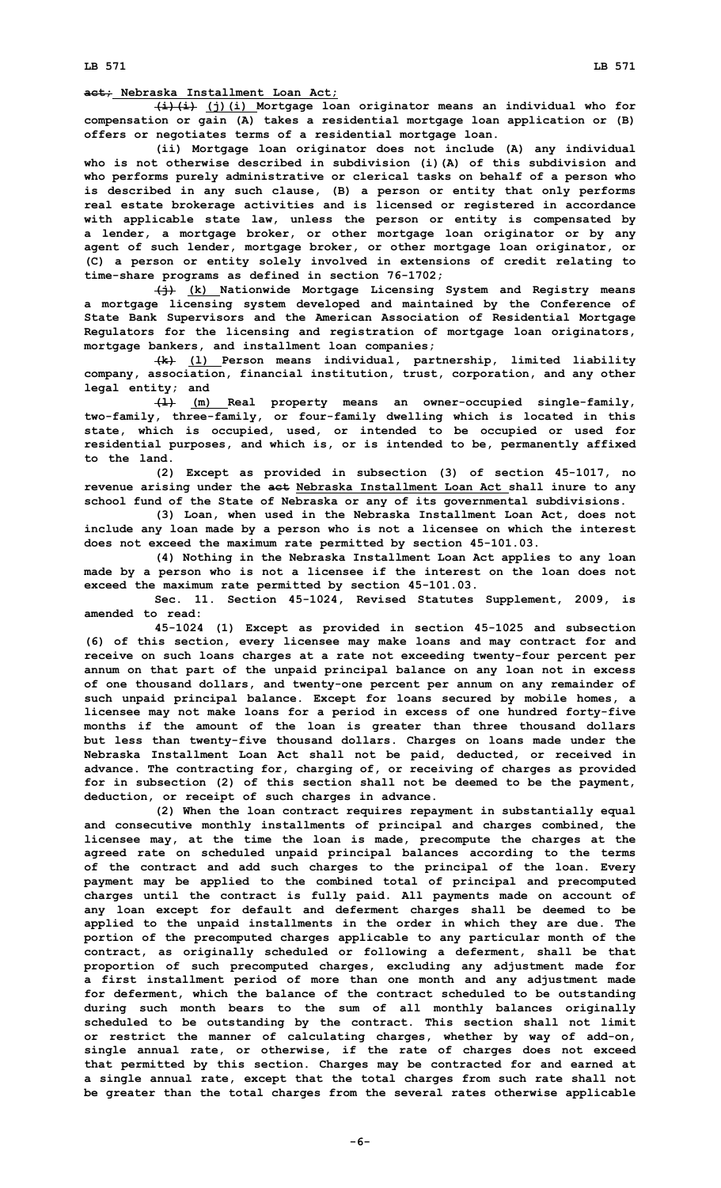~~act;~~ Nebraska Installment Loan Act;

~~(i)(i)~~ (j)(i) Mortgage loan originator means an individual who for compensation or gain (A) takes a residential mortgage loan application or (B) offers or negotiates terms of a residential mortgage loan.

(ii) Mortgage loan originator does not include (A) any individual who is not otherwise described in subdivision (i)(A) of this subdivision and who performs purely administrative or clerical tasks on behalf of a person who is described in any such clause, (B) a person or entity that only performs real estate brokerage activities and is licensed or registered in accordance with applicable state law, unless the person or entity is compensated by a lender, a mortgage broker, or other mortgage loan originator or by any agent of such lender, mortgage broker, or other mortgage loan originator, or (C) a person or entity solely involved in extensions of credit relating to time-share programs as defined in section 76-1702;

~~(j)~~ (k) Nationwide Mortgage Licensing System and Registry means a mortgage licensing system developed and maintained by the Conference of State Bank Supervisors and the American Association of Residential Mortgage Regulators for the licensing and registration of mortgage loan originators, mortgage bankers, and installment loan companies;

~~(k)~~ (l) Person means individual, partnership, limited liability company, association, financial institution, trust, corporation, and any other legal entity; and

~~(l)~~ (m) Real property means an owner-occupied single-family, two-family, three-family, or four-family dwelling which is located in this state, which is occupied, used, or intended to be occupied or used for residential purposes, and which is, or is intended to be, permanently affixed to the land.

(2) Except as provided in subsection (3) of section 45-1017, no revenue arising under the ~~act~~ Nebraska Installment Loan Act shall inure to any school fund of the State of Nebraska or any of its governmental subdivisions.

(3) Loan, when used in the Nebraska Installment Loan Act, does not include any loan made by a person who is not a licensee on which the interest does not exceed the maximum rate permitted by section 45-101.03.

(4) Nothing in the Nebraska Installment Loan Act applies to any loan made by a person who is not a licensee if the interest on the loan does not exceed the maximum rate permitted by section 45-101.03.

Sec. 11. Section 45-1024, Revised Statutes Supplement, 2009, is amended to read:

45-1024 (1) Except as provided in section 45-1025 and subsection (6) of this section, every licensee may make loans and may contract for and receive on such loans charges at a rate not exceeding twenty-four percent per annum on that part of the unpaid principal balance on any loan not in excess of one thousand dollars, and twenty-one percent per annum on any remainder of such unpaid principal balance. Except for loans secured by mobile homes, a licensee may not make loans for a period in excess of one hundred forty-five months if the amount of the loan is greater than three thousand dollars but less than twenty-five thousand dollars. Charges on loans made under the Nebraska Installment Loan Act shall not be paid, deducted, or received in advance. The contracting for, charging of, or receiving of charges as provided for in subsection (2) of this section shall not be deemed to be the payment, deduction, or receipt of such charges in advance.

(2) When the loan contract requires repayment in substantially equal and consecutive monthly installments of principal and charges combined, the licensee may, at the time the loan is made, precompute the charges at the agreed rate on scheduled unpaid principal balances according to the terms of the contract and add such charges to the principal of the loan. Every payment may be applied to the combined total of principal and precomputed charges until the contract is fully paid. All payments made on account of any loan except for default and deferment charges shall be deemed to be applied to the unpaid installments in the order in which they are due. The portion of the precomputed charges applicable to any particular month of the contract, as originally scheduled or following a deferment, shall be that proportion of such precomputed charges, excluding any adjustment made for a first installment period of more than one month and any adjustment made for deferment, which the balance of the contract scheduled to be outstanding during such month bears to the sum of all monthly balances originally scheduled to be outstanding by the contract. This section shall not limit or restrict the manner of calculating charges, whether by way of add-on, single annual rate, or otherwise, if the rate of charges does not exceed that permitted by this section. Charges may be contracted for and earned at a single annual rate, except that the total charges from such rate shall not be greater than the total charges from the several rates otherwise applicable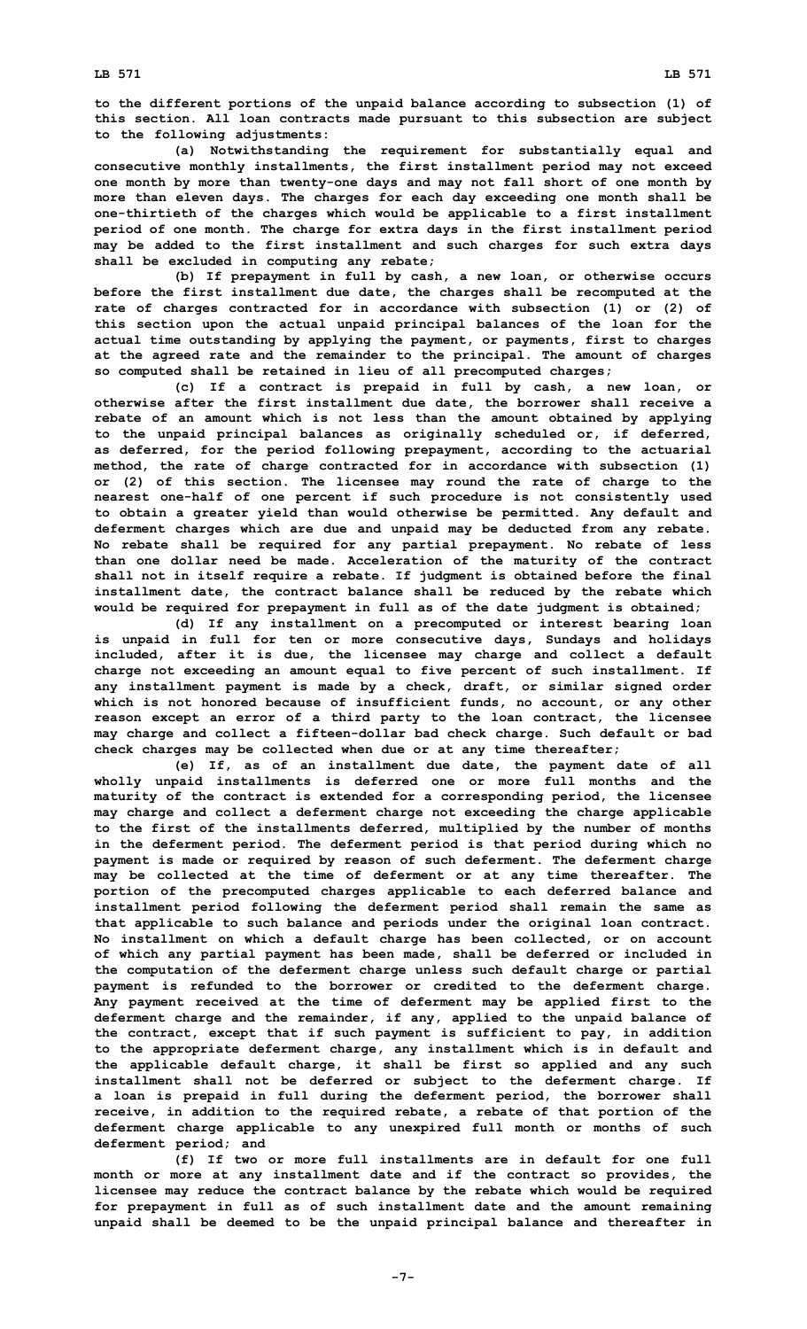to the different portions of the unpaid balance according to subsection (1) of this section. All loan contracts made pursuant to this subsection are subject to the following adjustments:

(a) Notwithstanding the requirement for substantially equal and consecutive monthly installments, the first installment period may not exceed one month by more than twenty-one days and may not fall short of one month by more than eleven days. The charges for each day exceeding one month shall be one-thirtieth of the charges which would be applicable to a first installment period of one month. The charge for extra days in the first installment period may be added to the first installment and such charges for such extra days shall be excluded in computing any rebate;

(b) If prepayment in full by cash, a new loan, or otherwise occurs before the first installment due date, the charges shall be recomputed at the rate of charges contracted for in accordance with subsection (1) or (2) of this section upon the actual unpaid principal balances of the loan for the actual time outstanding by applying the payment, or payments, first to charges at the agreed rate and the remainder to the principal. The amount of charges so computed shall be retained in lieu of all precomputed charges;

(c) If a contract is prepaid in full by cash, a new loan, or otherwise after the first installment due date, the borrower shall receive a rebate of an amount which is not less than the amount obtained by applying to the unpaid principal balances as originally scheduled or, if deferred, as deferred, for the period following prepayment, according to the actuarial method, the rate of charge contracted for in accordance with subsection (1) or (2) of this section. The licensee may round the rate of charge to the nearest one-half of one percent if such procedure is not consistently used to obtain a greater yield than would otherwise be permitted. Any default and deferment charges which are due and unpaid may be deducted from any rebate. No rebate shall be required for any partial prepayment. No rebate of less than one dollar need be made. Acceleration of the maturity of the contract shall not in itself require a rebate. If judgment is obtained before the final installment date, the contract balance shall be reduced by the rebate which would be required for prepayment in full as of the date judgment is obtained;

(d) If any installment on a precomputed or interest bearing loan is unpaid in full for ten or more consecutive days, Sundays and holidays included, after it is due, the licensee may charge and collect a default charge not exceeding an amount equal to five percent of such installment. If any installment payment is made by a check, draft, or similar signed order which is not honored because of insufficient funds, no account, or any other reason except an error of a third party to the loan contract, the licensee may charge and collect a fifteen-dollar bad check charge. Such default or bad check charges may be collected when due or at any time thereafter;

(e) If, as of an installment due date, the payment date of all wholly unpaid installments is deferred one or more full months and the maturity of the contract is extended for a corresponding period, the licensee may charge and collect a deferment charge not exceeding the charge applicable to the first of the installments deferred, multiplied by the number of months in the deferment period. The deferment period is that period during which no payment is made or required by reason of such deferment. The deferment charge may be collected at the time of deferment or at any time thereafter. The portion of the precomputed charges applicable to each deferred balance and installment period following the deferment period shall remain the same as that applicable to such balance and periods under the original loan contract. No installment on which a default charge has been collected, or on account of which any partial payment has been made, shall be deferred or included in the computation of the deferment charge unless such default charge or partial payment is refunded to the borrower or credited to the deferment charge. Any payment received at the time of deferment may be applied first to the deferment charge and the remainder, if any, applied to the unpaid balance of the contract, except that if such payment is sufficient to pay, in addition to the appropriate deferment charge, any installment which is in default and the applicable default charge, it shall be first so applied and any such installment shall not be deferred or subject to the deferment charge. If a loan is prepaid in full during the deferment period, the borrower shall receive, in addition to the required rebate, a rebate of that portion of the deferment charge applicable to any unexpired full month or months of such deferment period; and

(f) If two or more full installments are in default for one full month or more at any installment date and if the contract so provides, the licensee may reduce the contract balance by the rebate which would be required for prepayment in full as of such installment date and the amount remaining unpaid shall be deemed to be the unpaid principal balance and thereafter in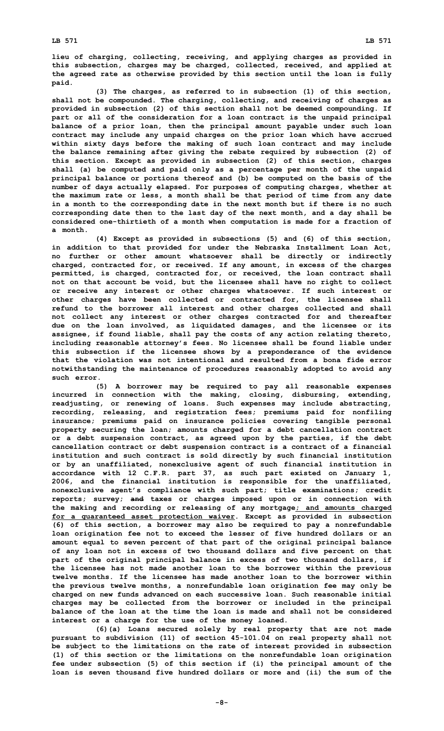lieu of charging, collecting, receiving, and applying charges as provided in this subsection, charges may be charged, collected, received, and applied at the agreed rate as otherwise provided by this section until the loan is fully paid.

(3) The charges, as referred to in subsection (1) of this section, shall not be compounded. The charging, collecting, and receiving of charges as provided in subsection (2) of this section shall not be deemed compounding. If part or all of the consideration for a loan contract is the unpaid principal balance of a prior loan, then the principal amount payable under such loan contract may include any unpaid charges on the prior loan which have accrued within sixty days before the making of such loan contract and may include the balance remaining after giving the rebate required by subsection (2) of this section. Except as provided in subsection (2) of this section, charges shall (a) be computed and paid only as a percentage per month of the unpaid principal balance or portions thereof and (b) be computed on the basis of the number of days actually elapsed. For purposes of computing charges, whether at the maximum rate or less, a month shall be that period of time from any date in a month to the corresponding date in the next month but if there is no such corresponding date then to the last day of the next month, and a day shall be considered one-thirtieth of a month when computation is made for a fraction of a month.

(4) Except as provided in subsections (5) and (6) of this section, in addition to that provided for under the Nebraska Installment Loan Act, no further or other amount whatsoever shall be directly or indirectly charged, contracted for, or received. If any amount, in excess of the charges permitted, is charged, contracted for, or received, the loan contract shall not on that account be void, but the licensee shall have no right to collect or receive any interest or other charges whatsoever. If such interest or other charges have been collected or contracted for, the licensee shall refund to the borrower all interest and other charges collected and shall not collect any interest or other charges contracted for and thereafter due on the loan involved, as liquidated damages, and the licensee or its assignee, if found liable, shall pay the costs of any action relating thereto, including reasonable attorney's fees. No licensee shall be found liable under this subsection if the licensee shows by a preponderance of the evidence that the violation was not intentional and resulted from a bona fide error notwithstanding the maintenance of procedures reasonably adopted to avoid any such error.

(5) A borrower may be required to pay all reasonable expenses incurred in connection with the making, closing, disbursing, extending, readjusting, or renewing of loans. Such expenses may include abstracting, recording, releasing, and registration fees; premiums paid for nonfiling insurance; premiums paid on insurance policies covering tangible personal property securing the loan; amounts charged for a debt cancellation contract or a debt suspension contract, as agreed upon by the parties, if the debt cancellation contract or debt suspension contract is a contract of a financial institution and such contract is sold directly by such financial institution or by an unaffiliated, nonexclusive agent of such financial institution in accordance with 12 C.F.R. part 37, as such part existed on January 1, 2006, and the financial institution is responsible for the unaffiliated, nonexclusive agent's compliance with such part; title examinations; credit reports; survey; ~~and~~ taxes or charges imposed upon or in connection with the making and recording or releasing of any mortgage<u>; and amounts charged for a guaranteed asset protection waiver</u>. Except as provided in subsection (6) of this section, a borrower may also be required to pay a nonrefundable loan origination fee not to exceed the lesser of five hundred dollars or an amount equal to seven percent of that part of the original principal balance of any loan not in excess of two thousand dollars and five percent on that part of the original principal balance in excess of two thousand dollars, if the licensee has not made another loan to the borrower within the previous twelve months. If the licensee has made another loan to the borrower within the previous twelve months, a nonrefundable loan origination fee may only be charged on new funds advanced on each successive loan. Such reasonable initial charges may be collected from the borrower or included in the principal balance of the loan at the time the loan is made and shall not be considered interest or a charge for the use of the money loaned.

(6)(a) Loans secured solely by real property that are not made pursuant to subdivision (11) of section 45-101.04 on real property shall not be subject to the limitations on the rate of interest provided in subsection (1) of this section or the limitations on the nonrefundable loan origination fee under subsection (5) of this section if (i) the principal amount of the loan is seven thousand five hundred dollars or more and (ii) the sum of the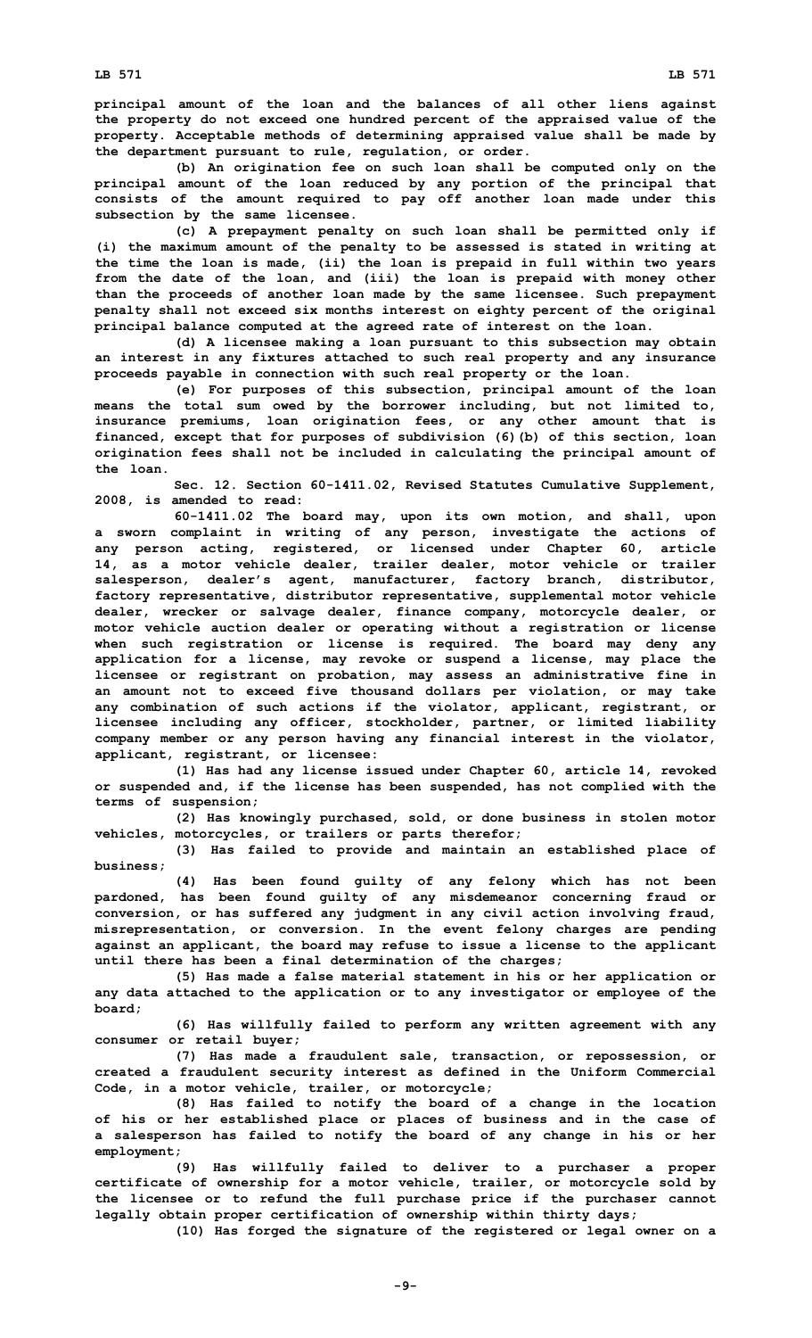**principal amount of the loan and the balances of all other liens against the property do not exceed one hundred percent of the appraised value of the property. Acceptable methods of determining appraised value shall be made by the department pursuant to rule, regulation, or order.**

**(b) An origination fee on such loan shall be computed only on the principal amount of the loan reduced by any portion of the principal that consists of the amount required to pay off another loan made under this subsection by the same licensee.**

**(c) A prepayment penalty on such loan shall be permitted only if (i) the maximum amount of the penalty to be assessed is stated in writing at the time the loan is made, (ii) the loan is prepaid in full within two years from the date of the loan, and (iii) the loan is prepaid with money other than the proceeds of another loan made by the same licensee. Such prepayment penalty shall not exceed six months interest on eighty percent of the original principal balance computed at the agreed rate of interest on the loan.**

**(d) A licensee making a loan pursuant to this subsection may obtain an interest in any fixtures attached to such real property and any insurance proceeds payable in connection with such real property or the loan.**

**(e) For purposes of this subsection, principal amount of the loan means the total sum owed by the borrower including, but not limited to, insurance premiums, loan origination fees, or any other amount that is financed, except that for purposes of subdivision (6)(b) of this section, loan origination fees shall not be included in calculating the principal amount of the loan.**

**Sec. 12. Section 60-1411.02, Revised Statutes Cumulative Supplement, 2008, is amended to read:**

**60-1411.02 The board may, upon its own motion, and shall, upon a sworn complaint in writing of any person, investigate the actions of any person acting, registered, or licensed under Chapter 60, article 14, as a motor vehicle dealer, trailer dealer, motor vehicle or trailer salesperson, dealer's agent, manufacturer, factory branch, distributor, factory representative, distributor representative, supplemental motor vehicle dealer, wrecker or salvage dealer, finance company, motorcycle dealer, or motor vehicle auction dealer or operating without a registration or license when such registration or license is required. The board may deny any application for a license, may revoke or suspend a license, may place the licensee or registrant on probation, may assess an administrative fine in an amount not to exceed five thousand dollars per violation, or may take any combination of such actions if the violator, applicant, registrant, or licensee including any officer, stockholder, partner, or limited liability company member or any person having any financial interest in the violator, applicant, registrant, or licensee:**

**(1) Has had any license issued under Chapter 60, article 14, revoked or suspended and, if the license has been suspended, has not complied with the terms of suspension;**

**(2) Has knowingly purchased, sold, or done business in stolen motor vehicles, motorcycles, or trailers or parts therefor;**

**(3) Has failed to provide and maintain an established place of business;**

**(4) Has been found guilty of any felony which has not been pardoned, has been found guilty of any misdemeanor concerning fraud or conversion, or has suffered any judgment in any civil action involving fraud, misrepresentation, or conversion. In the event felony charges are pending against an applicant, the board may refuse to issue a license to the applicant until there has been a final determination of the charges;**

**(5) Has made a false material statement in his or her application or any data attached to the application or to any investigator or employee of the board;**

**(6) Has willfully failed to perform any written agreement with any consumer or retail buyer;**

**(7) Has made a fraudulent sale, transaction, or repossession, or created a fraudulent security interest as defined in the Uniform Commercial Code, in a motor vehicle, trailer, or motorcycle;**

**(8) Has failed to notify the board of a change in the location of his or her established place or places of business and in the case of a salesperson has failed to notify the board of any change in his or her employment;**

**(9) Has willfully failed to deliver to a purchaser a proper certificate of ownership for a motor vehicle, trailer, or motorcycle sold by the licensee or to refund the full purchase price if the purchaser cannot legally obtain proper certification of ownership within thirty days;**

**(10) Has forged the signature of the registered or legal owner on a**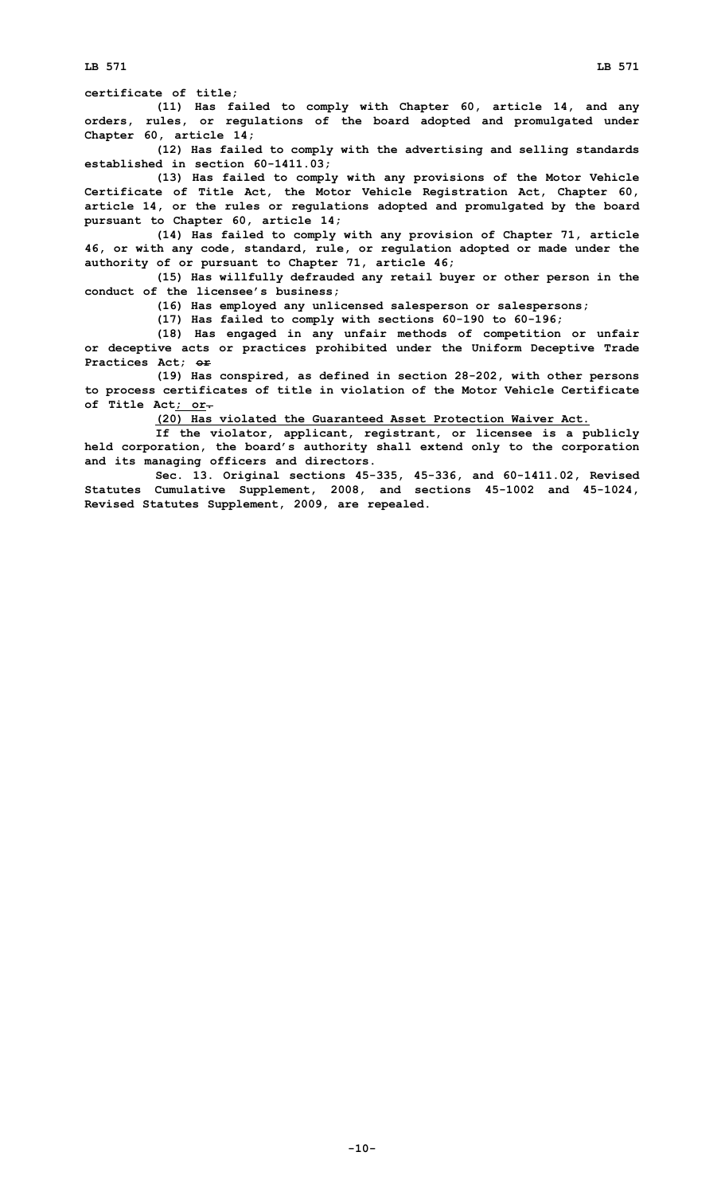certificate of title;

(11) Has failed to comply with Chapter 60, article 14, and any orders, rules, or regulations of the board adopted and promulgated under Chapter 60, article 14;

(12) Has failed to comply with the advertising and selling standards established in section 60-1411.03;

(13) Has failed to comply with any provisions of the Motor Vehicle Certificate of Title Act, the Motor Vehicle Registration Act, Chapter 60, article 14, or the rules or regulations adopted and promulgated by the board pursuant to Chapter 60, article 14;

(14) Has failed to comply with any provision of Chapter 71, article 46, or with any code, standard, rule, or regulation adopted or made under the authority of or pursuant to Chapter 71, article 46;

(15) Has willfully defrauded any retail buyer or other person in the conduct of the licensee's business;

(16) Has employed any unlicensed salesperson or salespersons;

(17) Has failed to comply with sections 60-190 to 60-196;

(18) Has engaged in any unfair methods of competition or unfair or deceptive acts or practices prohibited under the Uniform Deceptive Trade Practices Act; ~~or~~

(19) Has conspired, as defined in section 28-202, with other persons to process certificates of title in violation of the Motor Vehicle Certificate of Title Act; or~~.~~

(20) Has violated the Guaranteed Asset Protection Waiver Act.

If the violator, applicant, registrant, or licensee is a publicly held corporation, the board's authority shall extend only to the corporation and its managing officers and directors.

Sec. 13. Original sections 45-335, 45-336, and 60-1411.02, Revised Statutes Cumulative Supplement, 2008, and sections 45-1002 and 45-1024, Revised Statutes Supplement, 2009, are repealed.